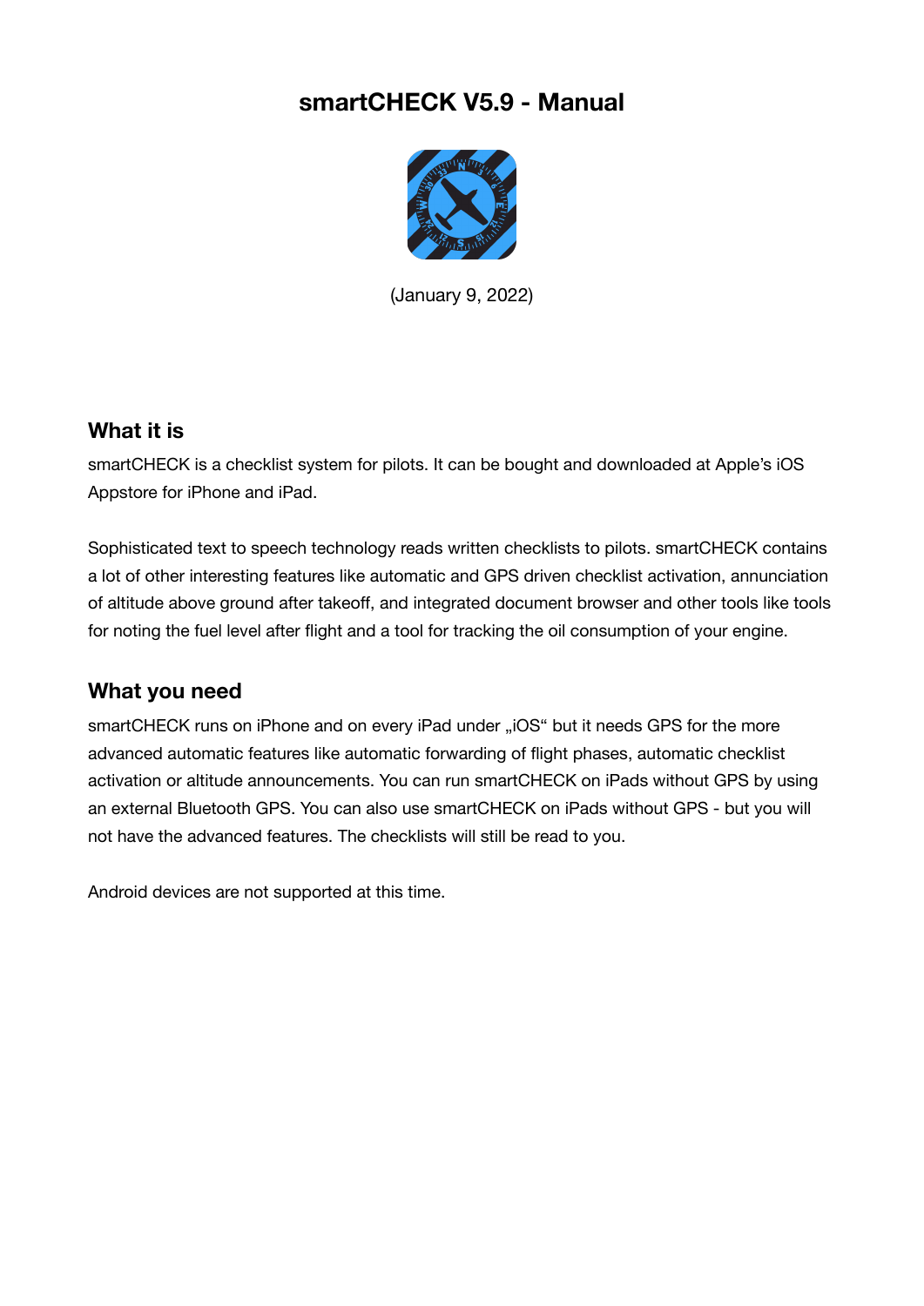# smartCHECK V5.9 - Manual

(January 9, 2022)

## What it is

smartCHECK is a checklist system for pilots. It can be bought and downloaded at Apple's iOS Appstore for iPhone and iPad.

Sophisticated text to speech technology reads written checklists to pilots. smartCHECK contains a lot of other interesting features like automatic and GPS driven checklist activation, annunciation of altitude above ground after takeoff, and integrated document browser and other tools like tools for noting the fuel level after flight and a tool for tracking the oil consumption of your engine.

## What you need

smartCHECK runs on iPhone and on every iPad under „iOS" but it needs GPS for the more advanced automatic features like automatic forwarding of flight phases, automatic checklist activation or altitude announcements. You can run smartCHECK on iPads without GPS by using an external Bluetooth GPS. You can also use smartCHECK on iPads without GPS - but you will not have the advanced features. The checklists will still be read to you.

Android devices are not supported at this time.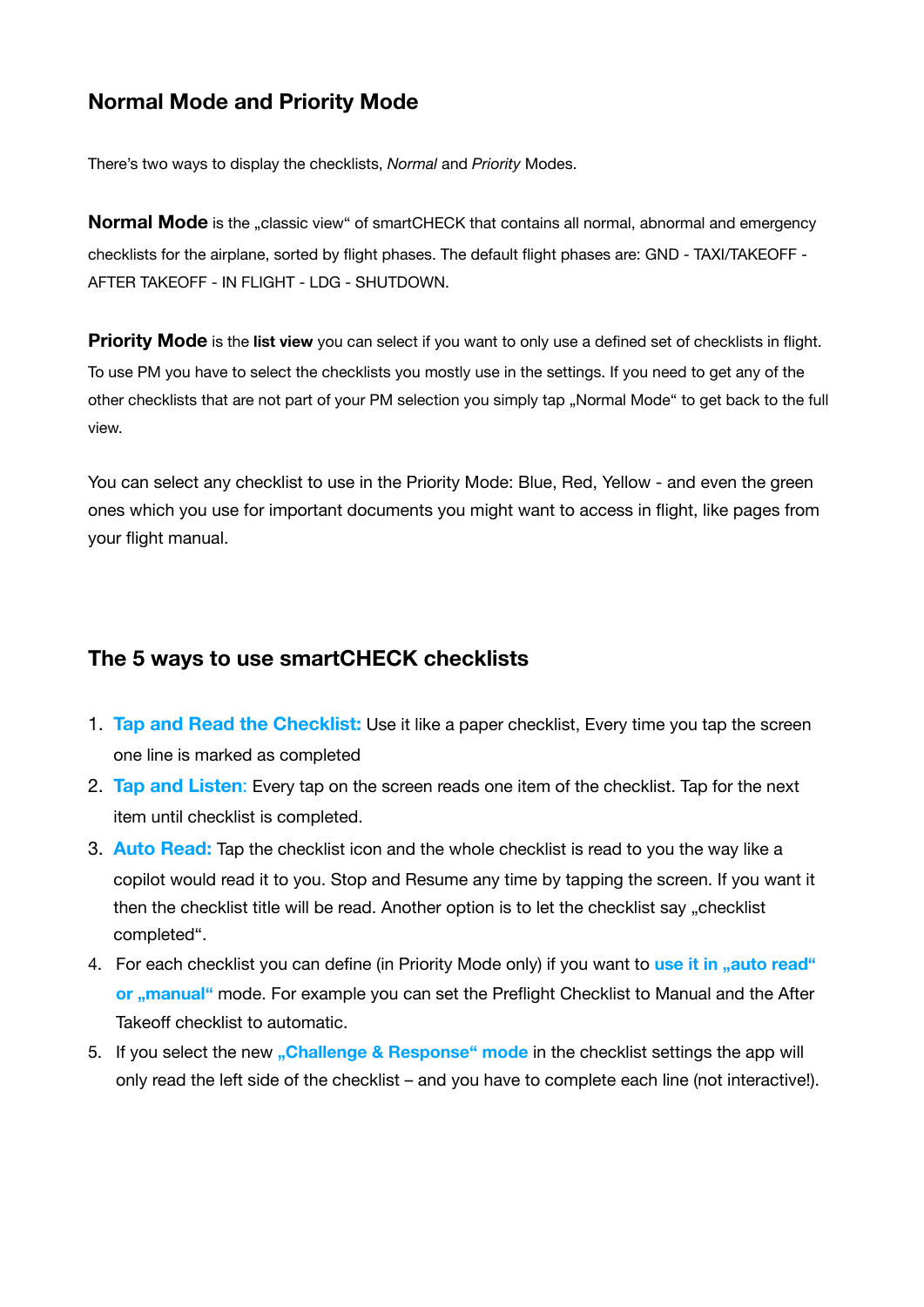## Normal Mode and Priority Mode

There's two ways to display the checklists, *Normal* and *Priority* Modes.

**Normal Mode** is the „classic view" of smartCHECK that contains all normal, abnormal and emergency checklists for the airplane, sorted by flight phases. The default flight phases are: GND - TAXI/TAKEOFF - AFTER TAKEOFF - IN FLIGHT - LDG - SHUTDOWN.

**Priority Mode** is the **list view** you can select if you want to only use a defined set of checklists in flight. To use PM you have to select the checklists you mostly use in the settings. If you need to get any of the other checklists that are not part of your PM selection you simply tap „Normal Mode" to get back to the full view.

You can select any checklist to use in the Priority Mode: Blue, Red, Yellow - and even the green ones which you use for important documents you might want to access in flight, like pages from your flight manual.

## The 5 ways to use smartCHECK checklists

1. **Tap and Read the Checklist:** Use it like a paper checklist, Every time you tap the screen one line is marked as completed
2. **Tap and Listen:** Every tap on the screen reads one item of the checklist. Tap for the next item until checklist is completed.
3. **Auto Read:** Tap the checklist icon and the whole checklist is read to you the way like a copilot would read it to you. Stop and Resume any time by tapping the screen. If you want it then the checklist title will be read. Another option is to let the checklist say „checklist completed".
4. For each checklist you can define (in Priority Mode only) if you want to **use it in „auto read" or „manual"** mode. For example you can set the Preflight Checklist to Manual and the After Takeoff checklist to automatic.
5. If you select the new **„Challenge & Response" mode** in the checklist settings the app will only read the left side of the checklist – and you have to complete each line (not interactive!).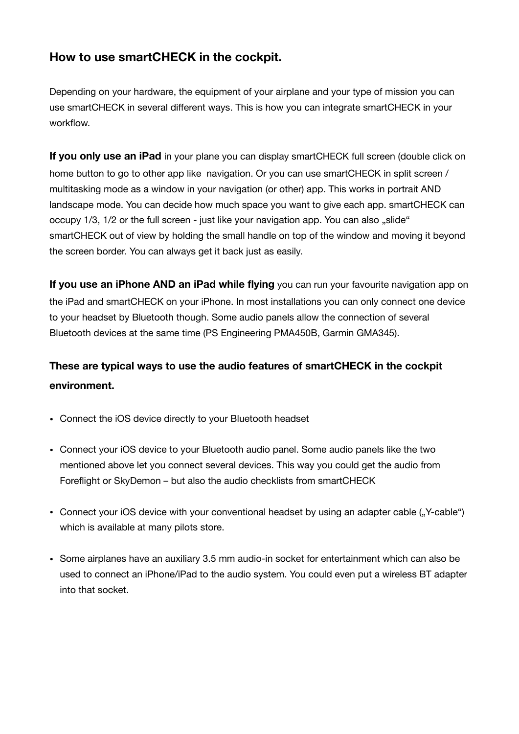## How to use smartCHECK in the cockpit.

Depending on your hardware, the equipment of your airplane and your type of mission you can use smartCHECK in several different ways. This is how you can integrate smartCHECK in your workflow.

**If you only use an iPad** in your plane you can display smartCHECK full screen (double click on home button to go to other app like navigation. Or you can use smartCHECK in split screen / multitasking mode as a window in your navigation (or other) app. This works in portrait AND landscape mode. You can decide how much space you want to give each app. smartCHECK can occupy 1/3, 1/2 or the full screen - just like your navigation app. You can also „slide" smartCHECK out of view by holding the small handle on top of the window and moving it beyond the screen border. You can always get it back just as easily.

**If you use an iPhone AND an iPad while flying** you can run your favourite navigation app on the iPad and smartCHECK on your iPhone. In most installations you can only connect one device to your headset by Bluetooth though. Some audio panels allow the connection of several Bluetooth devices at the same time (PS Engineering PMA450B, Garmin GMA345).

### These are typical ways to use the audio features of smartCHECK in the cockpit environment.

- Connect the iOS device directly to your Bluetooth headset
- Connect your iOS device to your Bluetooth audio panel. Some audio panels like the two mentioned above let you connect several devices. This way you could get the audio from Foreflight or SkyDemon – but also the audio checklists from smartCHECK
- Connect your iOS device with your conventional headset by using an adapter cable („Y-cable") which is available at many pilots store.
- Some airplanes have an auxiliary 3.5 mm audio-in socket for entertainment which can also be used to connect an iPhone/iPad to the audio system. You could even put a wireless BT adapter into that socket.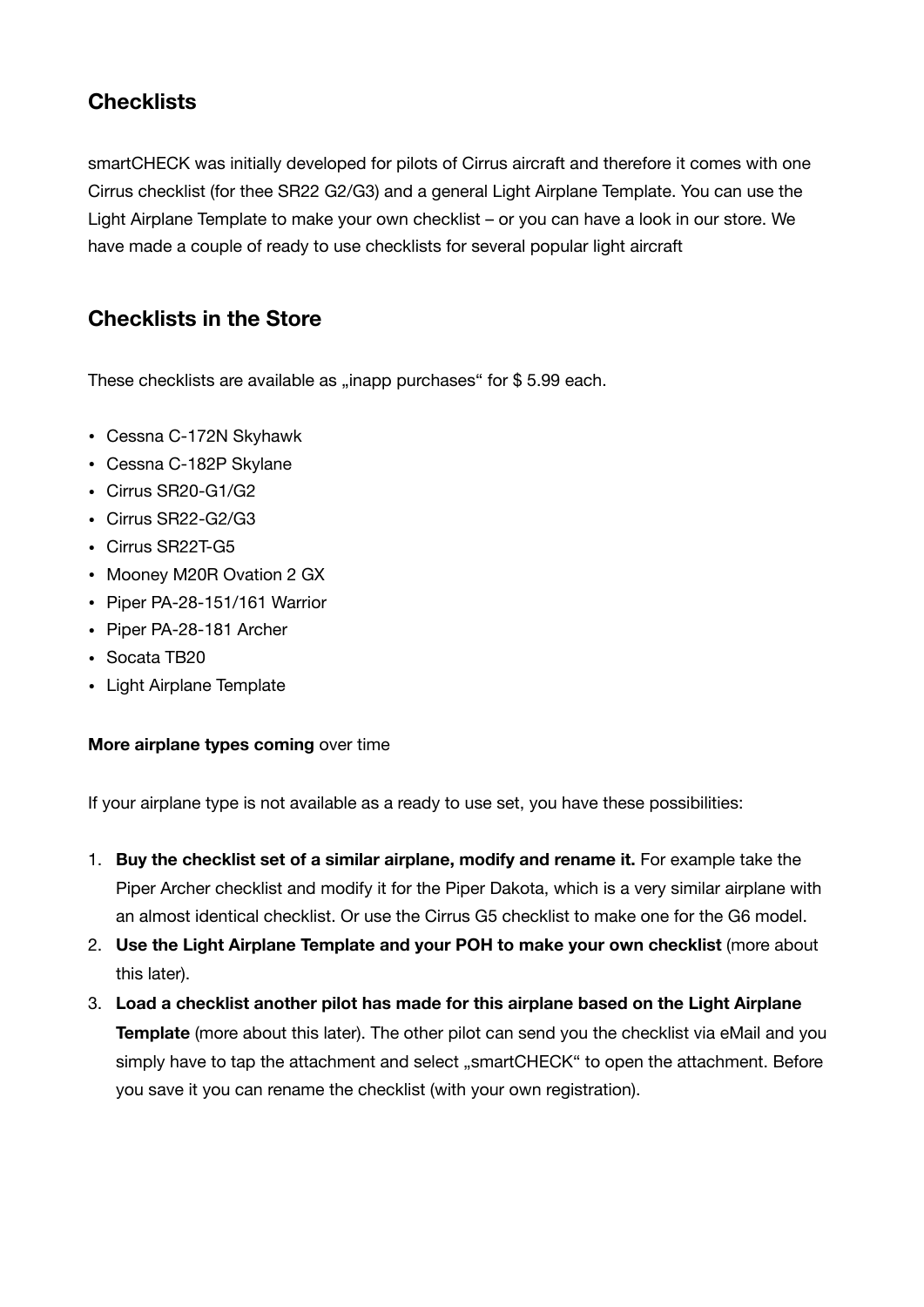## Checklists

smartCHECK was initially developed for pilots of Cirrus aircraft and therefore it comes with one Cirrus checklist (for thee SR22 G2/G3) and a general Light Airplane Template. You can use the Light Airplane Template to make your own checklist – or you can have a look in our store. We have made a couple of ready to use checklists for several popular light aircraft

## Checklists in the Store

These checklists are available as „inapp purchases" for $ 5.99 each.

- Cessna C-172N Skyhawk
- Cessna C-182P Skylane
- Cirrus SR20-G1/G2
- Cirrus SR22-G2/G3
- Cirrus SR22T-G5
- Mooney M20R Ovation 2 GX
- Piper PA-28-151/161 Warrior
- Piper PA-28-181 Archer
- Socata TB20
- Light Airplane Template

**More airplane types coming** over time

If your airplane type is not available as a ready to use set, you have these possibilities:

1. **Buy the checklist set of a similar airplane, modify and rename it.** For example take the Piper Archer checklist and modify it for the Piper Dakota, which is a very similar airplane with an almost identical checklist. Or use the Cirrus G5 checklist to make one for the G6 model.
2. **Use the Light Airplane Template and your POH to make your own checklist** (more about this later).
3. **Load a checklist another pilot has made for this airplane based on the Light Airplane Template** (more about this later). The other pilot can send you the checklist via eMail and you simply have to tap the attachment and select „smartCHECK" to open the attachment. Before you save it you can rename the checklist (with your own registration).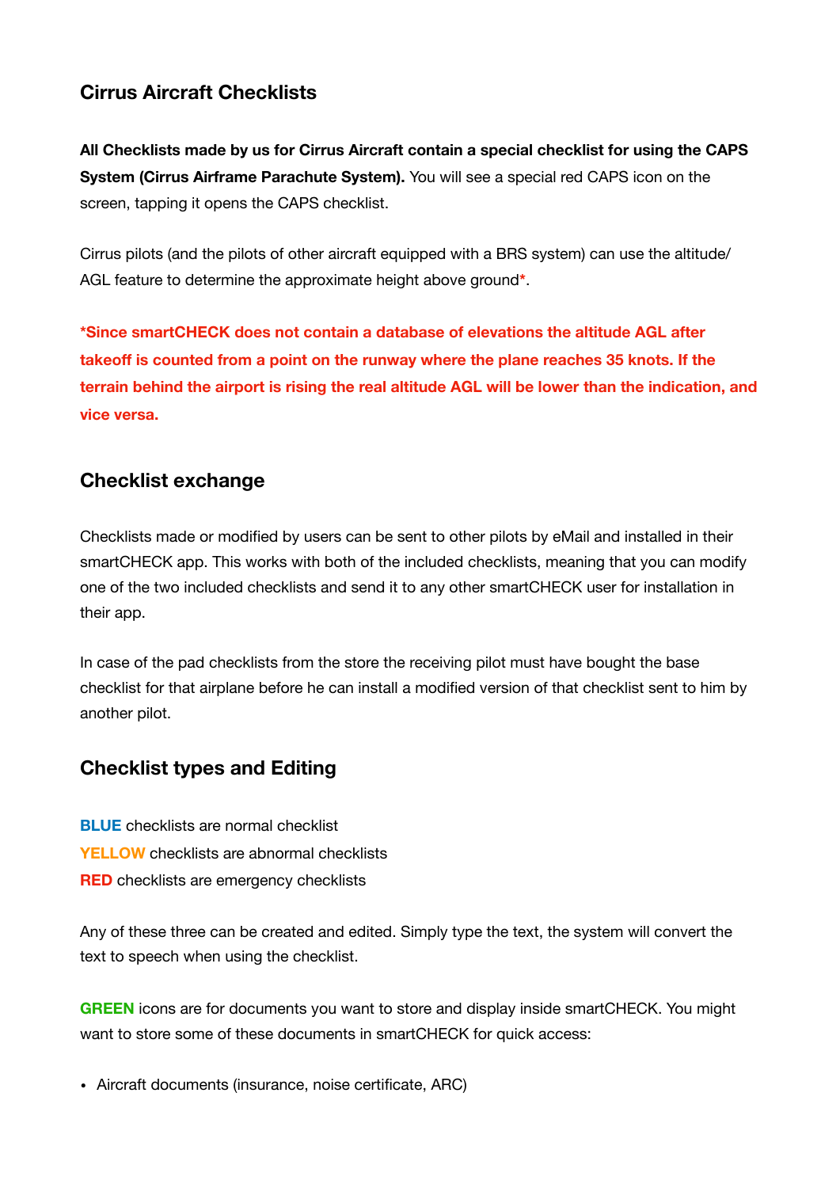## Cirrus Aircraft Checklists

**All Checklists made by us for Cirrus Aircraft contain a special checklist for using the CAPS System (Cirrus Airframe Parachute System).** You will see a special red CAPS icon on the screen, tapping it opens the CAPS checklist.

Cirrus pilots (and the pilots of other aircraft equipped with a BRS system) can use the altitude/ AGL feature to determine the approximate height above ground*.

***Since smartCHECK does not contain a database of elevations the altitude AGL after takeoff is counted from a point on the runway where the plane reaches 35 knots. If the terrain behind the airport is rising the real altitude AGL will be lower than the indication, and vice versa.**

## Checklist exchange

Checklists made or modified by users can be sent to other pilots by eMail and installed in their smartCHECK app. This works with both of the included checklists, meaning that you can modify one of the two included checklists and send it to any other smartCHECK user for installation in their app.

In case of the pad checklists from the store the receiving pilot must have bought the base checklist for that airplane before he can install a modified version of that checklist sent to him by another pilot.

## Checklist types and Editing

**BLUE** checklists are normal checklist
**YELLOW** checklists are abnormal checklists
**RED** checklists are emergency checklists

Any of these three can be created and edited. Simply type the text, the system will convert the text to speech when using the checklist.

**GREEN** icons are for documents you want to store and display inside smartCHECK. You might want to store some of these documents in smartCHECK for quick access:

- Aircraft documents (insurance, noise certificate, ARC)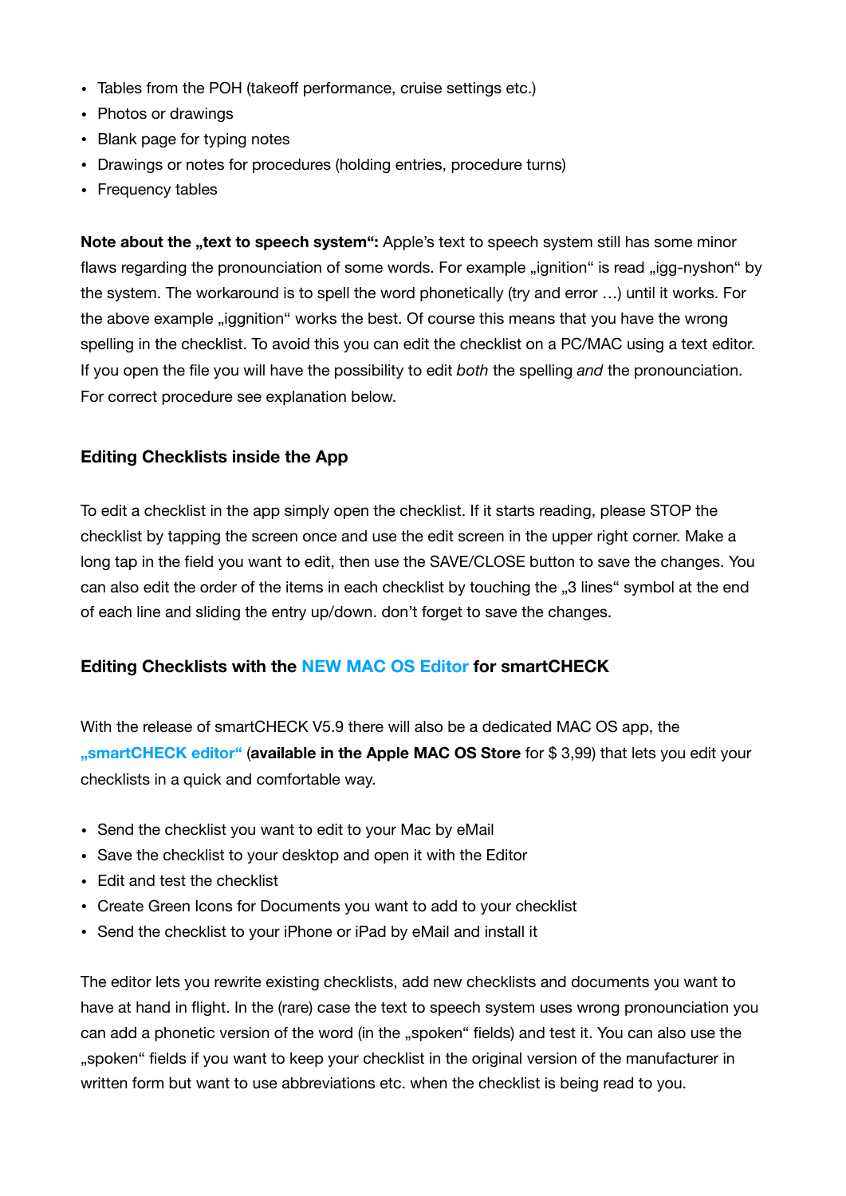- Tables from the POH (takeoff performance, cruise settings etc.)
- Photos or drawings
- Blank page for typing notes
- Drawings or notes for procedures (holding entries, procedure turns)
- Frequency tables

**Note about the „text to speech system“:** Apple's text to speech system still has some minor flaws regarding the pronounciation of some words. For example „ignition“ is read „igg-nyshon“ by the system. The workaround is to spell the word phonetically (try and error …) until it works. For the above example „iggnition“ works the best. Of course this means that you have the wrong spelling in the checklist. To avoid this you can edit the checklist on a PC/MAC using a text editor. If you open the file you will have the possibility to edit *both* the spelling *and* the pronounciation. For correct procedure see explanation below.

### Editing Checklists inside the App

To edit a checklist in the app simply open the checklist. If it starts reading, please STOP the checklist by tapping the screen once and use the edit screen in the upper right corner. Make a long tap in the field you want to edit, then use the SAVE/CLOSE button to save the changes. You can also edit the order of the items in each checklist by touching the „3 lines“ symbol at the end of each line and sliding the entry up/down. don't forget to save the changes.

### Editing Checklists with the NEW MAC OS Editor for smartCHECK

With the release of smartCHECK V5.9 there will also be a dedicated MAC OS app, the **„smartCHECK editor“** (**available in the Apple MAC OS Store** for $ 3,99) that lets you edit your checklists in a quick and comfortable way.

- Send the checklist you want to edit to your Mac by eMail
- Save the checklist to your desktop and open it with the Editor
- Edit and test the checklist
- Create Green Icons for Documents you want to add to your checklist
- Send the checklist to your iPhone or iPad by eMail and install it

The editor lets you rewrite existing checklists, add new checklists and documents you want to have at hand in flight. In the (rare) case the text to speech system uses wrong pronounciation you can add a phonetic version of the word (in the „spoken“ fields) and test it. You can also use the „spoken“ fields if you want to keep your checklist in the original version of the manufacturer in written form but want to use abbreviations etc. when the checklist is being read to you.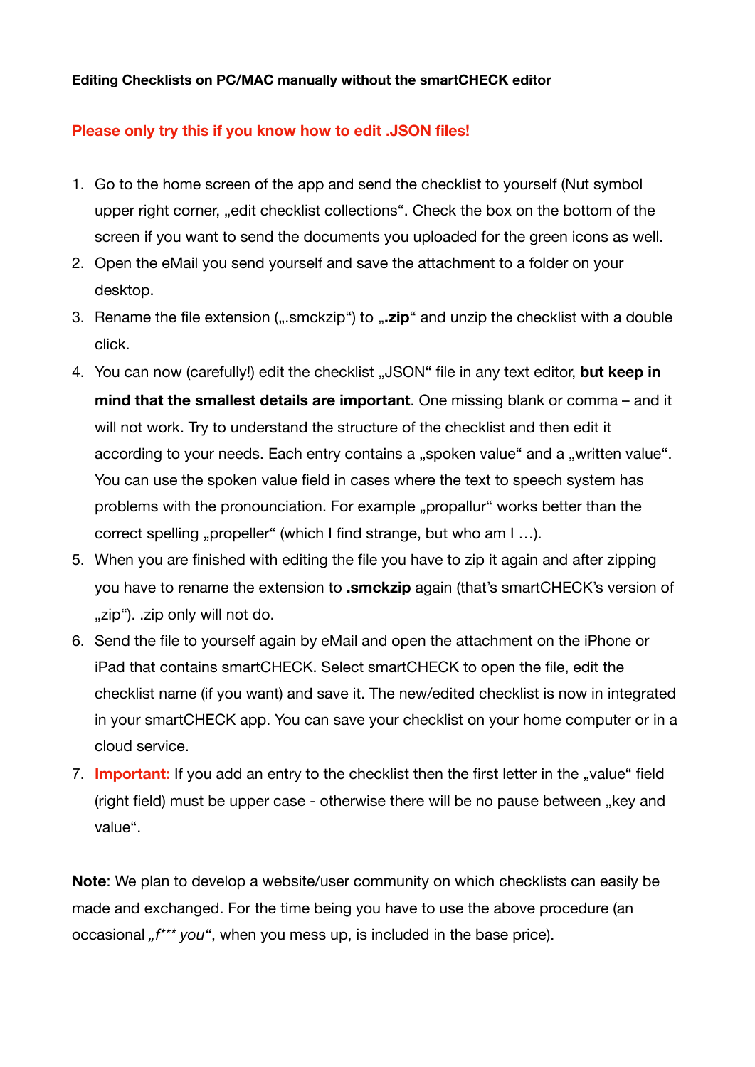**Editing Checklists on PC/MAC manually without the smartCHECK editor**

**Please only try this if you know how to edit .JSON files!**

1. Go to the home screen of the app and send the checklist to yourself (Nut symbol upper right corner, „edit checklist collections". Check the box on the bottom of the screen if you want to send the documents you uploaded for the green icons as well.
2. Open the eMail you send yourself and save the attachment to a folder on your desktop.
3. Rename the file extension („.smckzip") to „**.zip**" and unzip the checklist with a double click.
4. You can now (carefully!) edit the checklist „JSON" file in any text editor, **but keep in mind that the smallest details are important**. One missing blank or comma – and it will not work. Try to understand the structure of the checklist and then edit it according to your needs. Each entry contains a „spoken value" and a „written value". You can use the spoken value field in cases where the text to speech system has problems with the pronounciation. For example „propallur" works better than the correct spelling „propeller" (which I find strange, but who am I …).
5. When you are finished with editing the file you have to zip it again and after zipping you have to rename the extension to **.smckzip** again (that's smartCHECK's version of „zip"). .zip only will not do.
6. Send the file to yourself again by eMail and open the attachment on the iPhone or iPad that contains smartCHECK. Select smartCHECK to open the file, edit the checklist name (if you want) and save it. The new/edited checklist is now in integrated in your smartCHECK app. You can save your checklist on your home computer or in a cloud service.
7. **Important:** If you add an entry to the checklist then the first letter in the „value" field (right field) must be upper case - otherwise there will be no pause between „key and value".

**Note**: We plan to develop a website/user community on which checklists can easily be made and exchanged. For the time being you have to use the above procedure (an occasional *„f*** you"*, when you mess up, is included in the base price).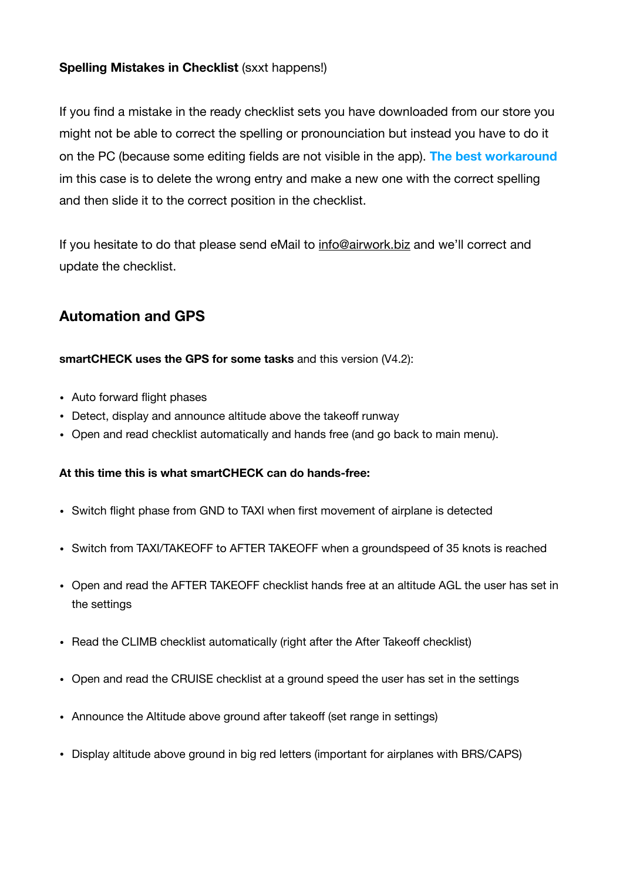**Spelling Mistakes in Checklist** (sxxt happens!)

If you find a mistake in the ready checklist sets you have downloaded from our store you might not be able to correct the spelling or pronounciation but instead you have to do it on the PC (because some editing fields are not visible in the app). **The best workaround** im this case is to delete the wrong entry and make a new one with the correct spelling and then slide it to the correct position in the checklist.

If you hesitate to do that please send eMail to info@airwork.biz and we'll correct and update the checklist.

## Automation and GPS

**smartCHECK uses the GPS for some tasks** and this version (V4.2):

- Auto forward flight phases
- Detect, display and announce altitude above the takeoff runway
- Open and read checklist automatically and hands free (and go back to main menu).

**At this time this is what smartCHECK can do hands-free:**

- Switch flight phase from GND to TAXI when first movement of airplane is detected
- Switch from TAXI/TAKEOFF to AFTER TAKEOFF when a groundspeed of 35 knots is reached
- Open and read the AFTER TAKEOFF checklist hands free at an altitude AGL the user has set in the settings
- Read the CLIMB checklist automatically (right after the After Takeoff checklist)
- Open and read the CRUISE checklist at a ground speed the user has set in the settings
- Announce the Altitude above ground after takeoff (set range in settings)
- Display altitude above ground in big red letters (important for airplanes with BRS/CAPS)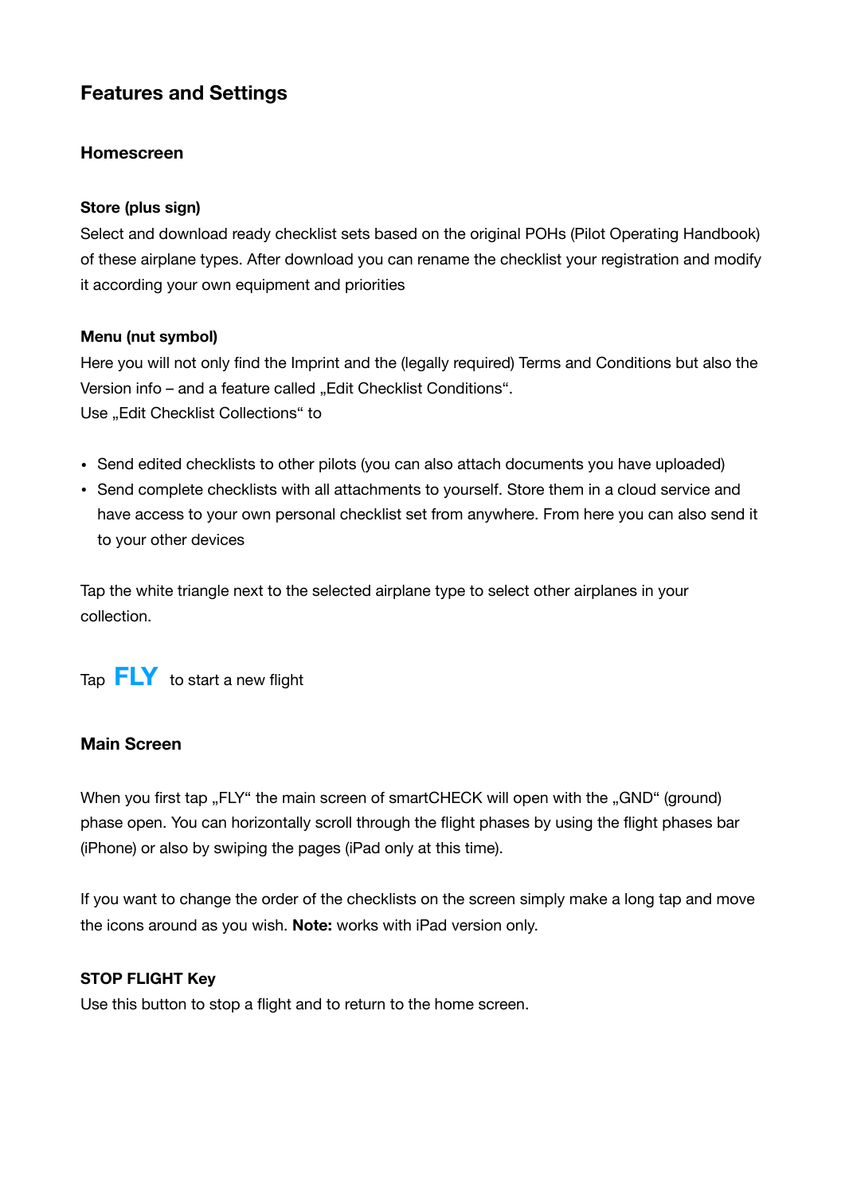## Features and Settings

### Homescreen

#### Store (plus sign)

Select and download ready checklist sets based on the original POHs (Pilot Operating Handbook) of these airplane types. After download you can rename the checklist your registration and modify it according your own equipment and priorities

#### Menu (nut symbol)

Here you will not only find the Imprint and the (legally required) Terms and Conditions but also the Version info – and a feature called „Edit Checklist Conditions“.
Use „Edit Checklist Collections“ to

- Send edited checklists to other pilots (you can also attach documents you have uploaded)
- Send complete checklists with all attachments to yourself. Store them in a cloud service and have access to your own personal checklist set from anywhere. From here you can also send it to your other devices

Tap the white triangle next to the selected airplane type to select other airplanes in your collection.

Tap **FLY** to start a new flight

### Main Screen

When you first tap „FLY“ the main screen of smartCHECK will open with the „GND“ (ground) phase open. You can horizontally scroll through the flight phases by using the flight phases bar (iPhone) or also by swiping the pages (iPad only at this time).

If you want to change the order of the checklists on the screen simply make a long tap and move the icons around as you wish. **Note:** works with iPad version only.

#### STOP FLIGHT Key

Use this button to stop a flight and to return to the home screen.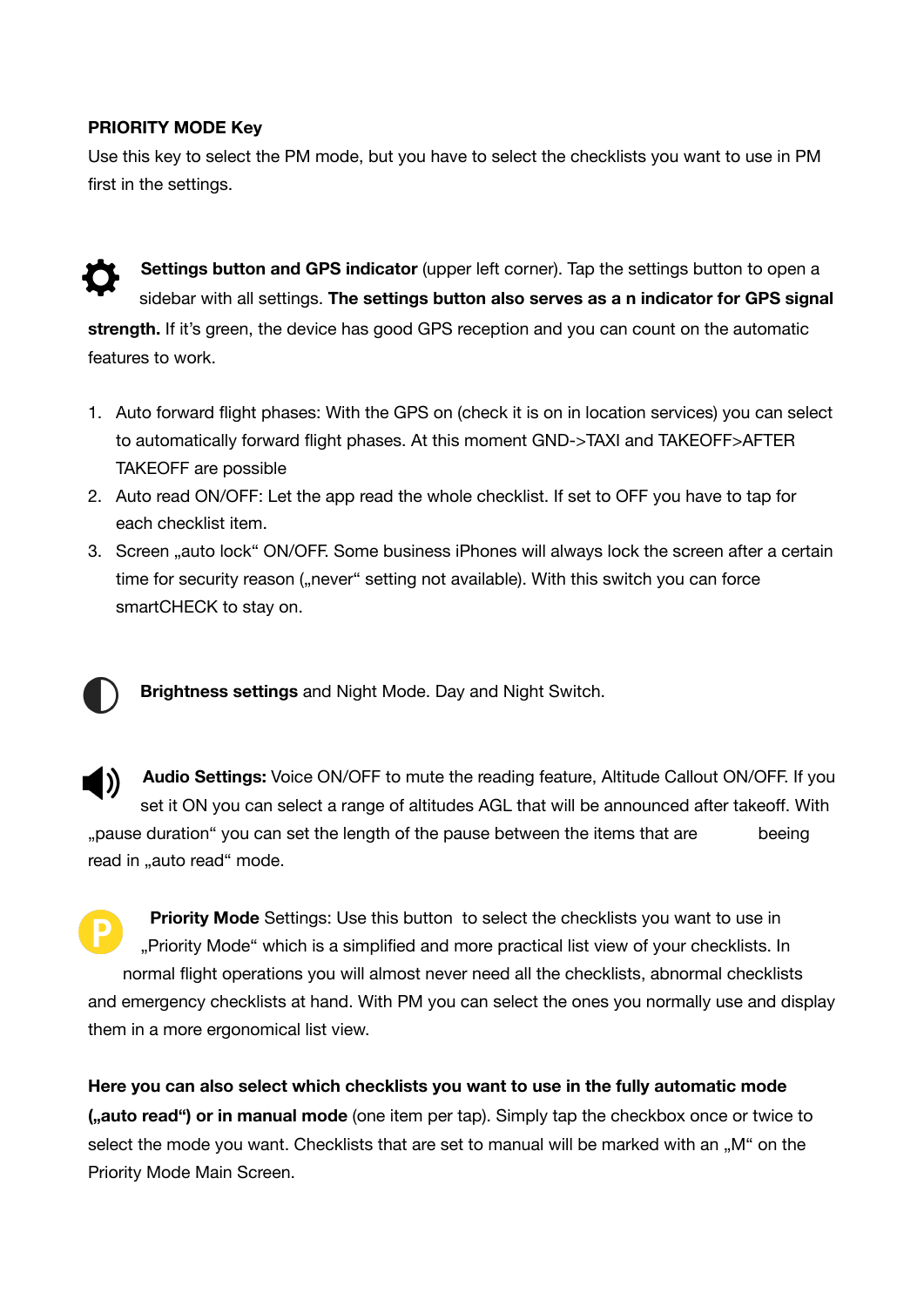**PRIORITY MODE Key**

Use this key to select the PM mode, but you have to select the checklists you want to use in PM first in the settings.

**Settings button and GPS indicator** (upper left corner). Tap the settings button to open a sidebar with all settings. **The settings button also serves as a n indicator for GPS signal strength.** If it's green, the device has good GPS reception and you can count on the automatic features to work.

1. Auto forward flight phases: With the GPS on (check it is on in location services) you can select to automatically forward flight phases. At this moment GND->TAXI and TAKEOFF>AFTER TAKEOFF are possible
2. Auto read ON/OFF: Let the app read the whole checklist. If set to OFF you have to tap for each checklist item.
3. Screen „auto lock" ON/OFF. Some business iPhones will always lock the screen after a certain time for security reason („never" setting not available). With this switch you can force smartCHECK to stay on.

**Brightness settings** and Night Mode. Day and Night Switch.

**Audio Settings:** Voice ON/OFF to mute the reading feature, Altitude Callout ON/OFF. If you set it ON you can select a range of altitudes AGL that will be announced after takeoff. With „pause duration" you can set the length of the pause between the items that are beeing read in „auto read" mode.

**Priority Mode** Settings: Use this button to select the checklists you want to use in „Priority Mode" which is a simplified and more practical list view of your checklists. In normal flight operations you will almost never need all the checklists, abnormal checklists and emergency checklists at hand. With PM you can select the ones you normally use and display them in a more ergonomical list view.

**Here you can also select which checklists you want to use in the fully automatic mode („auto read") or in manual mode** (one item per tap). Simply tap the checkbox once or twice to select the mode you want. Checklists that are set to manual will be marked with an „M" on the Priority Mode Main Screen.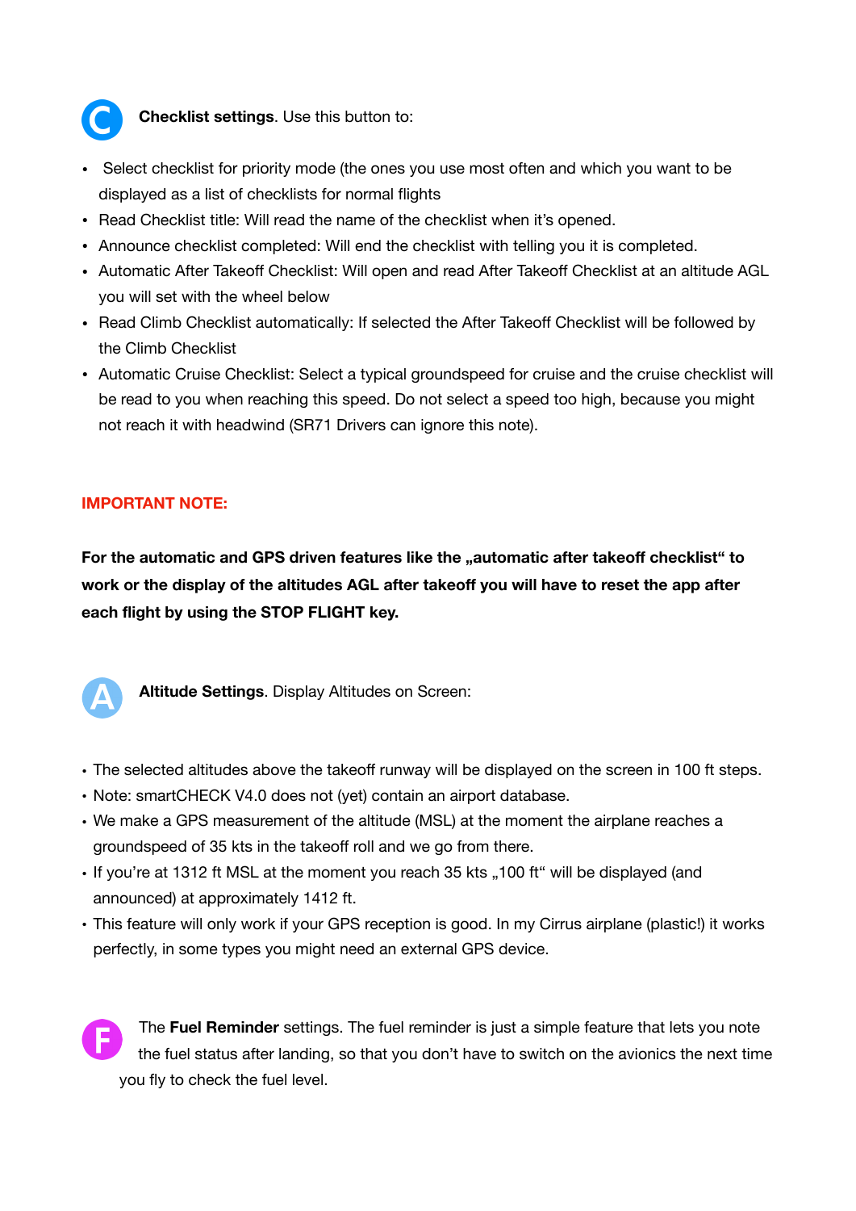**C** **Checklist settings**. Use this button to:

- Select checklist for priority mode (the ones you use most often and which you want to be displayed as a list of checklists for normal flights
- Read Checklist title: Will read the name of the checklist when it's opened.
- Announce checklist completed: Will end the checklist with telling you it is completed.
- Automatic After Takeoff Checklist: Will open and read After Takeoff Checklist at an altitude AGL you will set with the wheel below
- Read Climb Checklist automatically: If selected the After Takeoff Checklist will be followed by the Climb Checklist
- Automatic Cruise Checklist: Select a typical groundspeed for cruise and the cruise checklist will be read to you when reaching this speed. Do not select a speed too high, because you might not reach it with headwind (SR71 Drivers can ignore this note).

**IMPORTANT NOTE:**

**For the automatic and GPS driven features like the „automatic after takeoff checklist" to work or the display of the altitudes AGL after takeoff you will have to reset the app after each flight by using the STOP FLIGHT key.**

**A** **Altitude Settings**. Display Altitudes on Screen:

- The selected altitudes above the takeoff runway will be displayed on the screen in 100 ft steps.
- Note: smartCHECK V4.0 does not (yet) contain an airport database.
- We make a GPS measurement of the altitude (MSL) at the moment the airplane reaches a groundspeed of 35 kts in the takeoff roll and we go from there.
- If you're at 1312 ft MSL at the moment you reach 35 kts „100 ft" will be displayed (and announced) at approximately 1412 ft.
- This feature will only work if your GPS reception is good. In my Cirrus airplane (plastic!) it works perfectly, in some types you might need an external GPS device.

**F** The **Fuel Reminder** settings. The fuel reminder is just a simple feature that lets you note the fuel status after landing, so that you don't have to switch on the avionics the next time you fly to check the fuel level.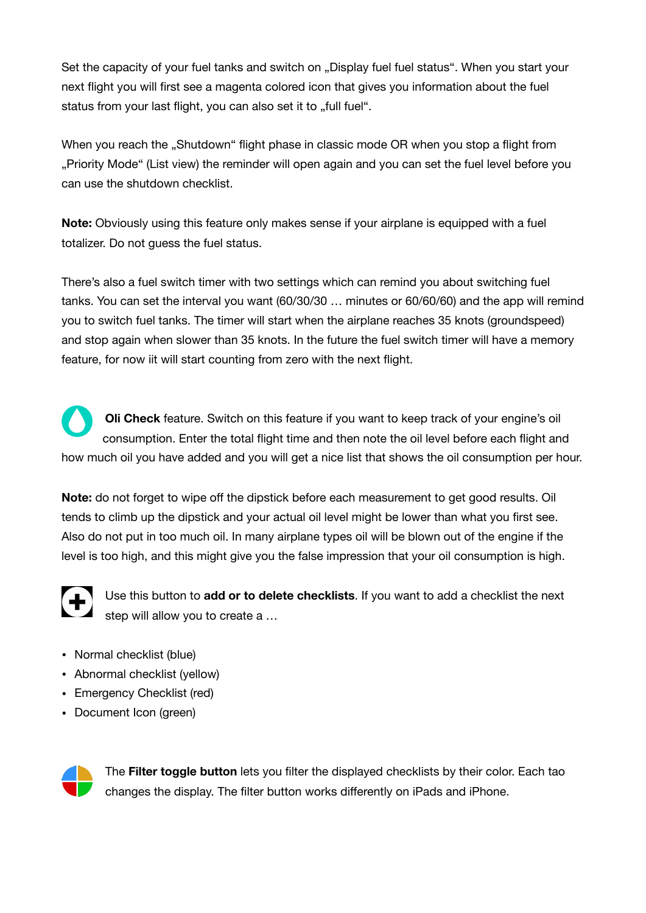Set the capacity of your fuel tanks and switch on „Display fuel fuel status". When you start your next flight you will first see a magenta colored icon that gives you information about the fuel status from your last flight, you can also set it to „full fuel".

When you reach the „Shutdown" flight phase in classic mode OR when you stop a flight from „Priority Mode" (List view) the reminder will open again and you can set the fuel level before you can use the shutdown checklist.

**Note:** Obviously using this feature only makes sense if your airplane is equipped with a fuel totalizer. Do not guess the fuel status.

There's also a fuel switch timer with two settings which can remind you about switching fuel tanks. You can set the interval you want (60/30/30 … minutes or 60/60/60) and the app will remind you to switch fuel tanks. The timer will start when the airplane reaches 35 knots (groundspeed) and stop again when slower than 35 knots. In the future the fuel switch timer will have a memory feature, for now iit will start counting from zero with the next flight.

**Oli Check** feature. Switch on this feature if you want to keep track of your engine's oil consumption. Enter the total flight time and then note the oil level before each flight and how much oil you have added and you will get a nice list that shows the oil consumption per hour.

**Note:** do not forget to wipe off the dipstick before each measurement to get good results. Oil tends to climb up the dipstick and your actual oil level might be lower than what you first see. Also do not put in too much oil. In many airplane types oil will be blown out of the engine if the level is too high, and this might give you the false impression that your oil consumption is high.

Use this button to **add or to delete checklists**. If you want to add a checklist the next step will allow you to create a …

- Normal checklist (blue)
- Abnormal checklist (yellow)
- Emergency Checklist (red)
- Document Icon (green)

The **Filter toggle button** lets you filter the displayed checklists by their color. Each tao changes the display. The filter button works differently on iPads and iPhone.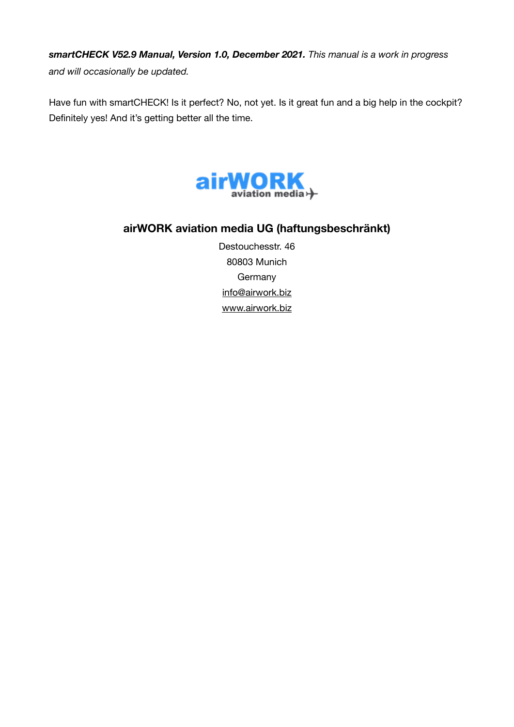***smartCHECK V52.9 Manual, Version 1.0, December 2021.*** *This manual is a work in progress and will occasionally be updated.*

Have fun with smartCHECK! Is it perfect? No, not yet. Is it great fun and a big help in the cockpit? Definitely yes! And it's getting better all the time.

airWORK aviation media

**airWORK aviation media UG (haftungsbeschränkt)**

Destouchesstr. 46
80803 Munich
Germany
info@airwork.biz
www.airwork.biz